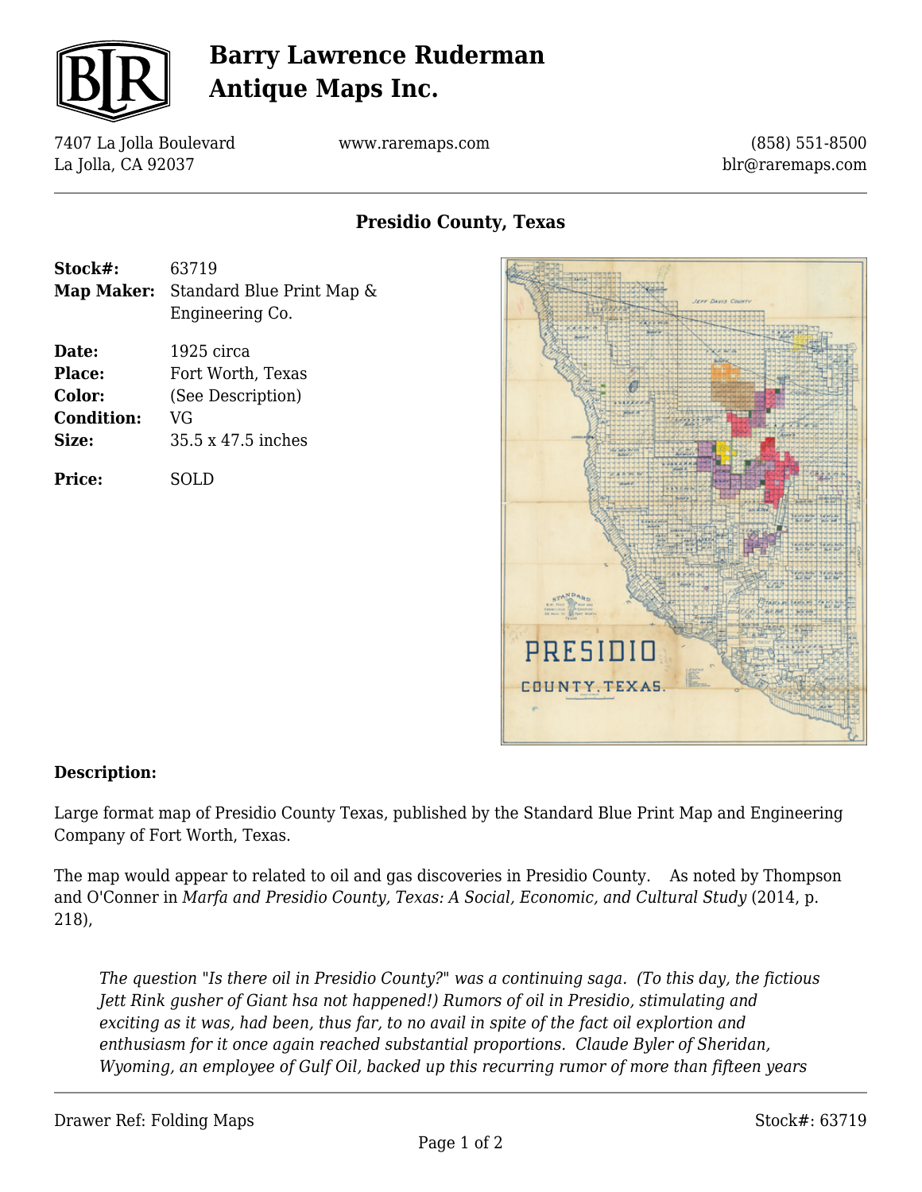# Barry Lawrence Ruderman Antique Maps Inc.

7407 La Jolla Boulevard
La Jolla, CA 92037

www.raremaps.com

(858) 551-8500
blr@raremaps.com

## Presidio County, Texas

**Stock#:** 63719
**Map Maker:** Standard Blue Print Map & Engineering Co.

**Date:** 1925 circa
**Place:** Fort Worth, Texas
**Color:** (See Description)
**Condition:** VG
**Size:** 35.5 x 47.5 inches

**Price:** SOLD

### Description:

Large format map of Presidio County Texas, published by the Standard Blue Print Map and Engineering Company of Fort Worth, Texas.

The map would appear to related to oil and gas discoveries in Presidio County. As noted by Thompson and O'Conner in *Marfa and Presidio County, Texas: A Social, Economic, and Cultural Study* (2014, p. 218),

> *The question "Is there oil in Presidio County?" was a continuing saga. (To this day, the fictious Jett Rink gusher of Giant hsa not happened!) Rumors of oil in Presidio, stimulating and exciting as it was, had been, thus far, to no avail in spite of the fact oil explortion and enthusiasm for it once again reached substantial proportions. Claude Byler of Sheridan, Wyoming, an employee of Gulf Oil, backed up this recurring rumor of more than fifteen years*

Drawer Ref: Folding Maps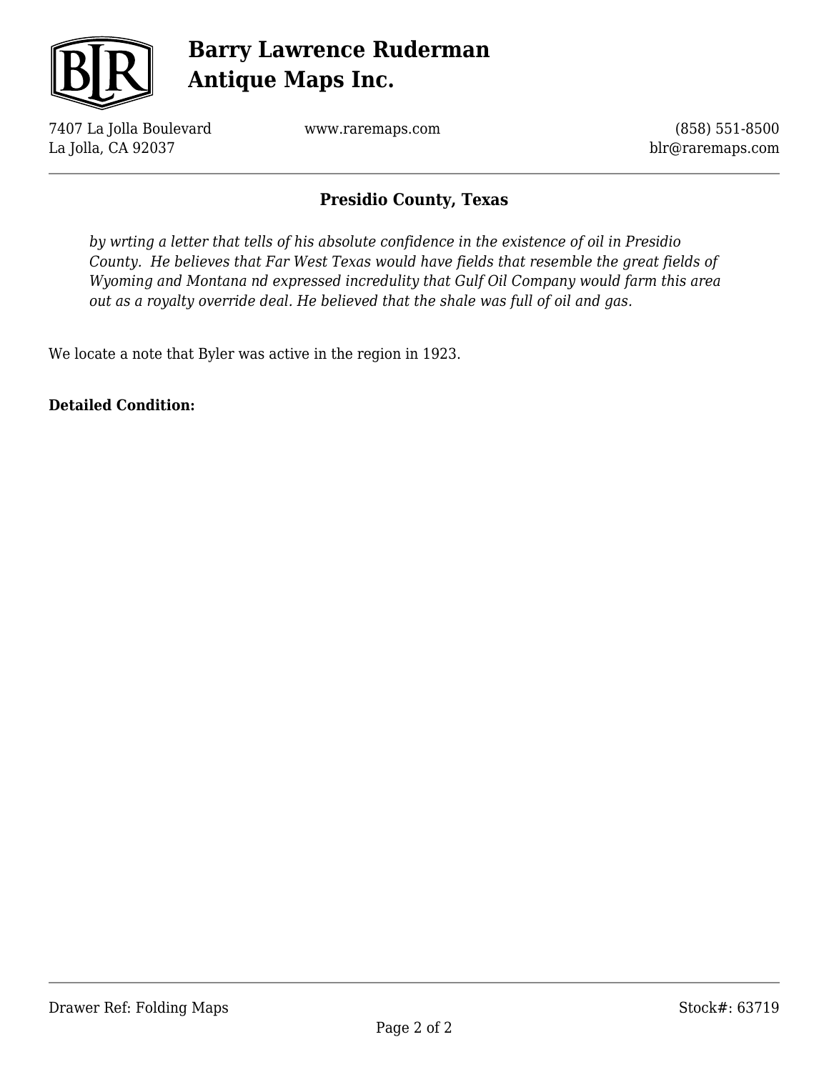## Presidio County, Texas

> *by wrting a letter that tells of his absolute confidence in the existence of oil in Presidio County. He believes that Far West Texas would have fields that resemble the great fields of Wyoming and Montana nd expressed incredulity that Gulf Oil Company would farm this area out as a royalty override deal. He believed that the shale was full of oil and gas.*

We locate a note that Byler was active in the region in 1923.

**Detailed Condition:**